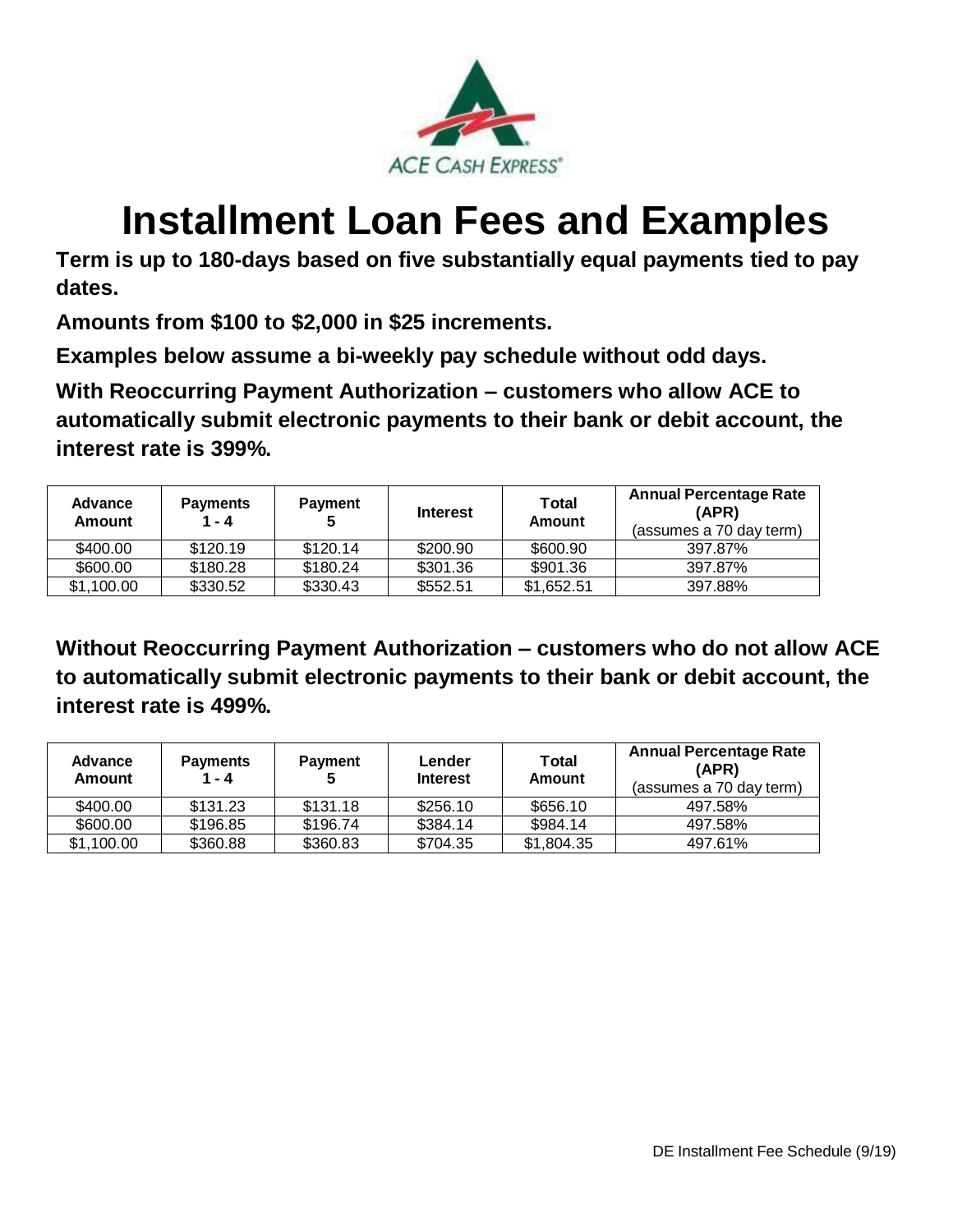ACE CASH EXPRESS®

# Installment Loan Fees and Examples

**Term is up to 180-days based on five substantially equal payments tied to pay dates.**

**Amounts from $100 to $2,000 in $25 increments.**

**Examples below assume a bi-weekly pay schedule without odd days.**

**With Reoccurring Payment Authorization – customers who allow ACE to automatically submit electronic payments to their bank or debit account, the interest rate is 399%.**

| Advance Amount | Payments 1 - 4 | Payment 5 | Interest | Total Amount | Annual Percentage Rate (APR) (assumes a 70 day term) |
|---|---|---|---|---|---|
| $400.00 | $120.19 | $120.14 | $200.90 | $600.90 | 397.87% |
| $600.00 | $180.28 | $180.24 | $301.36 | $901.36 | 397.87% |
| $1,100.00 | $330.52 | $330.43 | $552.51 | $1,652.51 | 397.88% |

**Without Reoccurring Payment Authorization – customers who do not allow ACE to automatically submit electronic payments to their bank or debit account, the interest rate is 499%.**

| Advance Amount | Payments 1 - 4 | Payment 5 | Lender Interest | Total Amount | Annual Percentage Rate (APR) (assumes a 70 day term) |
|---|---|---|---|---|---|
| $400.00 | $131.23 | $131.18 | $256.10 | $656.10 | 497.58% |
| $600.00 | $196.85 | $196.74 | $384.14 | $984.14 | 497.58% |
| $1,100.00 | $360.88 | $360.83 | $704.35 | $1,804.35 | 497.61% |

DE Installment Fee Schedule (9/19)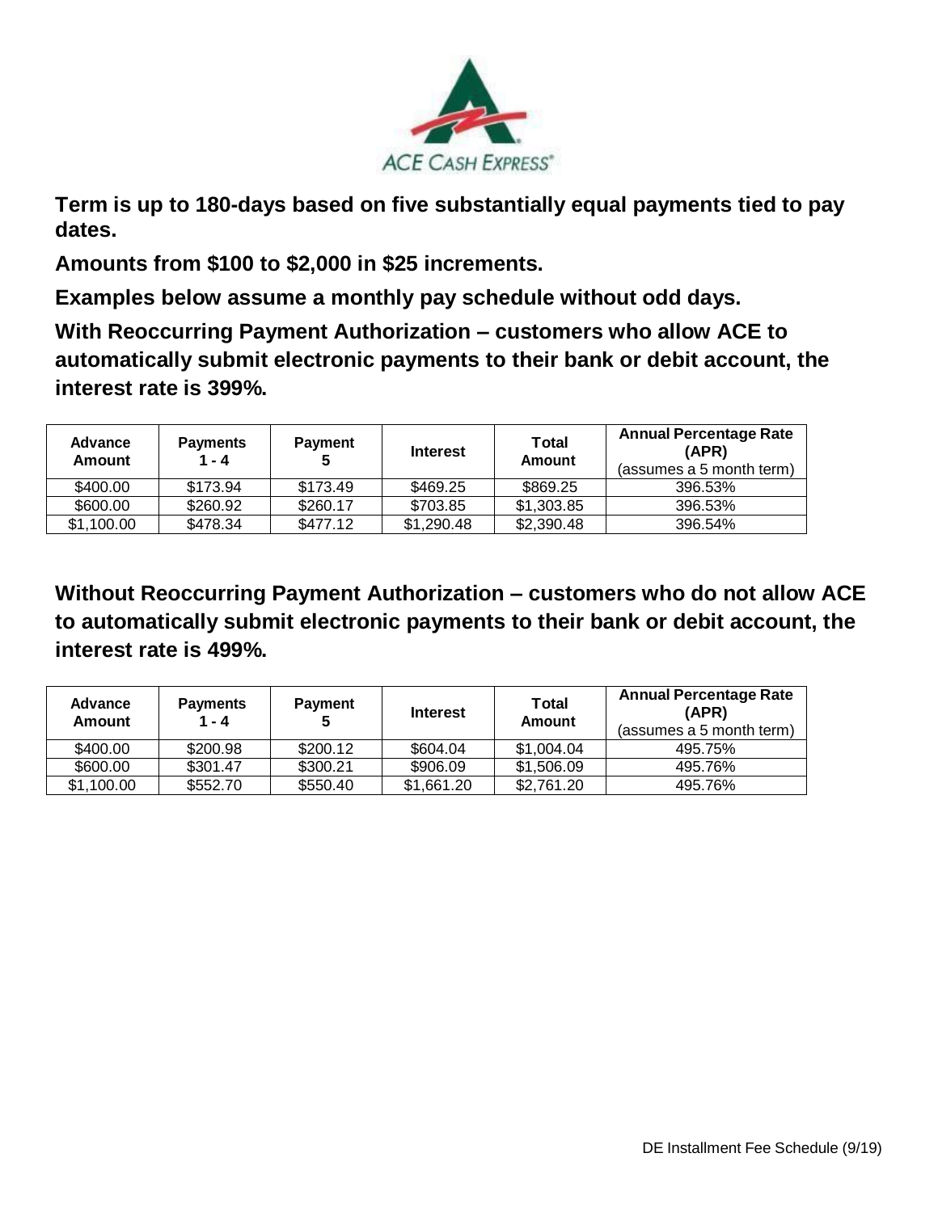ACE CASH EXPRESS®

**Term is up to 180-days based on five substantially equal payments tied to pay dates.**

**Amounts from $100 to $2,000 in $25 increments.**

**Examples below assume a monthly pay schedule without odd days.**

**With Reoccurring Payment Authorization – customers who allow ACE to automatically submit electronic payments to their bank or debit account, the interest rate is 399%.**

| Advance Amount | Payments 1 - 4 | Payment 5 | Interest | Total Amount | Annual Percentage Rate (APR) (assumes a 5 month term) |
|---|---|---|---|---|---|
| $400.00 | $173.94 | $173.49 | $469.25 | $869.25 | 396.53% |
| $600.00 | $260.92 | $260.17 | $703.85 | $1,303.85 | 396.53% |
| $1,100.00 | $478.34 | $477.12 | $1,290.48 | $2,390.48 | 396.54% |

**Without Reoccurring Payment Authorization – customers who do not allow ACE to automatically submit electronic payments to their bank or debit account, the interest rate is 499%.**

| Advance Amount | Payments 1 - 4 | Payment 5 | Interest | Total Amount | Annual Percentage Rate (APR) (assumes a 5 month term) |
|---|---|---|---|---|---|
| $400.00 | $200.98 | $200.12 | $604.04 | $1,004.04 | 495.75% |
| $600.00 | $301.47 | $300.21 | $906.09 | $1,506.09 | 495.76% |
| $1,100.00 | $552.70 | $550.40 | $1,661.20 | $2,761.20 | 495.76% |

DE Installment Fee Schedule (9/19)